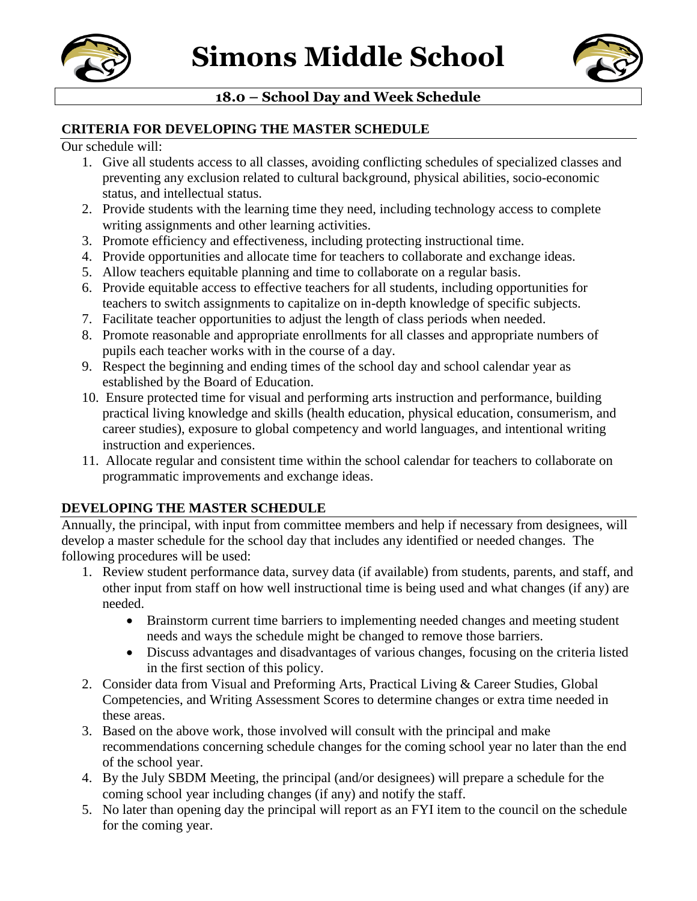# Simons Middle School

## 18.0 – School Day and Week Schedule

### CRITERIA FOR DEVELOPING THE MASTER SCHEDULE

Our schedule will:

1. Give all students access to all classes, avoiding conflicting schedules of specialized classes and preventing any exclusion related to cultural background, physical abilities, socio-economic status, and intellectual status.
2. Provide students with the learning time they need, including technology access to complete writing assignments and other learning activities.
3. Promote efficiency and effectiveness, including protecting instructional time.
4. Provide opportunities and allocate time for teachers to collaborate and exchange ideas.
5. Allow teachers equitable planning and time to collaborate on a regular basis.
6. Provide equitable access to effective teachers for all students, including opportunities for teachers to switch assignments to capitalize on in-depth knowledge of specific subjects.
7. Facilitate teacher opportunities to adjust the length of class periods when needed.
8. Promote reasonable and appropriate enrollments for all classes and appropriate numbers of pupils each teacher works with in the course of a day.
9. Respect the beginning and ending times of the school day and school calendar year as established by the Board of Education.
10. Ensure protected time for visual and performing arts instruction and performance, building practical living knowledge and skills (health education, physical education, consumerism, and career studies), exposure to global competency and world languages, and intentional writing instruction and experiences.
11. Allocate regular and consistent time within the school calendar for teachers to collaborate on programmatic improvements and exchange ideas.

### DEVELOPING THE MASTER SCHEDULE

Annually, the principal, with input from committee members and help if necessary from designees, will develop a master schedule for the school day that includes any identified or needed changes. The following procedures will be used:

1. Review student performance data, survey data (if available) from students, parents, and staff, and other input from staff on how well instructional time is being used and what changes (if any) are needed.
   - Brainstorm current time barriers to implementing needed changes and meeting student needs and ways the schedule might be changed to remove those barriers.
   - Discuss advantages and disadvantages of various changes, focusing on the criteria listed in the first section of this policy.
2. Consider data from Visual and Preforming Arts, Practical Living & Career Studies, Global Competencies, and Writing Assessment Scores to determine changes or extra time needed in these areas.
3. Based on the above work, those involved will consult with the principal and make recommendations concerning schedule changes for the coming school year no later than the end of the school year.
4. By the July SBDM Meeting, the principal (and/or designees) will prepare a schedule for the coming school year including changes (if any) and notify the staff.
5. No later than opening day the principal will report as an FYI item to the council on the schedule for the coming year.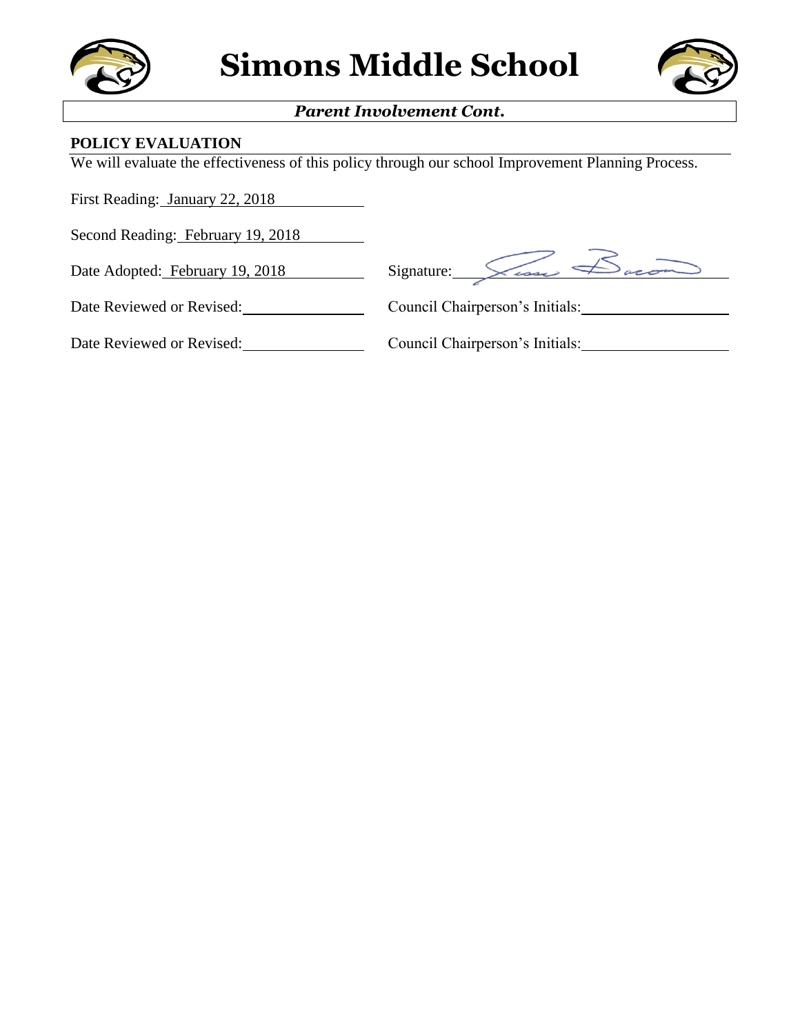# Simons Middle School

***Parent Involvement Cont.***

**POLICY EVALUATION**

We will evaluate the effectiveness of this policy through our school Improvement Planning Process.

First Reading: January 22, 2018

Second Reading: February 19, 2018

Date Adopted: February 19, 2018 Signature: Lisa Bacon

Date Reviewed or Revised: ________________ Council Chairperson's Initials: ____________________

Date Reviewed or Revised: ________________ Council Chairperson's Initials: ____________________